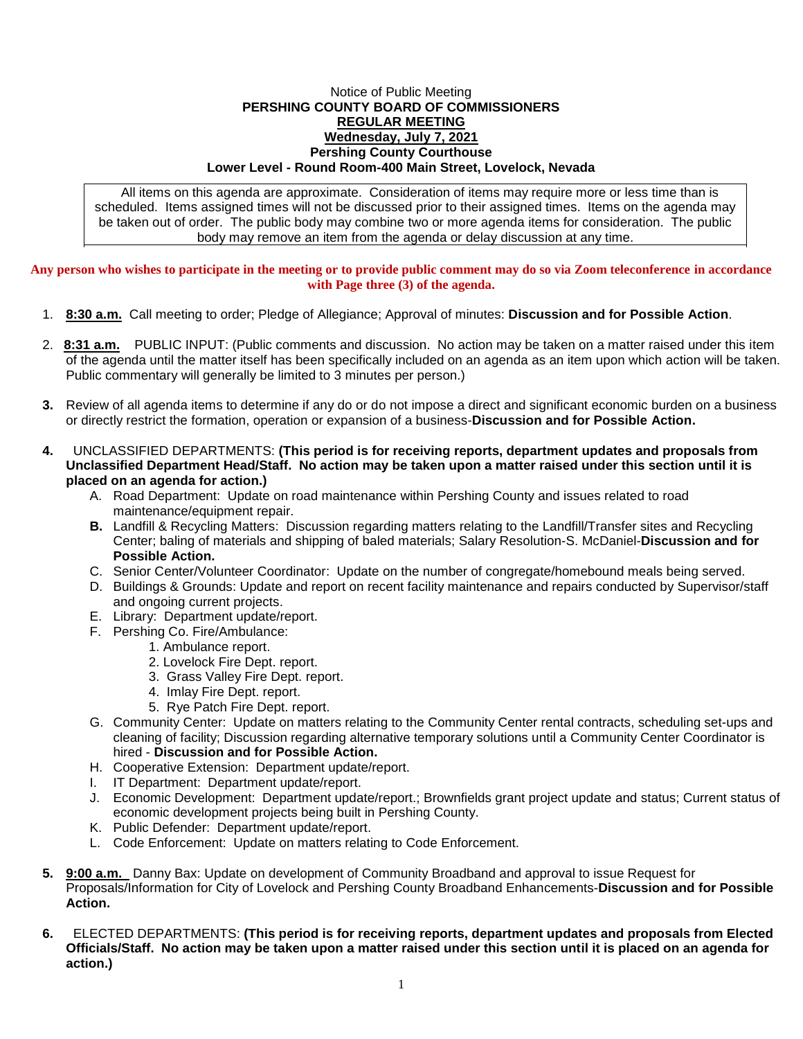Notice of Public Meeting

**PERSHING COUNTY BOARD OF COMMISSIONERS**

**REGULAR MEETING**

**Wednesday, July 7, 2021**

**Pershing County Courthouse**

**Lower Level - Round Room-400 Main Street, Lovelock, Nevada**

All items on this agenda are approximate. Consideration of items may require more or less time than is scheduled. Items assigned times will not be discussed prior to their assigned times. Items on the agenda may be taken out of order. The public body may combine two or more agenda items for consideration. The public body may remove an item from the agenda or delay discussion at any time.

**Any person who wishes to participate in the meeting or to provide public comment may do so via Zoom teleconference in accordance with Page three (3) of the agenda.**

1. **8:30 a.m.** Call meeting to order; Pledge of Allegiance; Approval of minutes: **Discussion and for Possible Action**.

2. **8:31 a.m.** PUBLIC INPUT: (Public comments and discussion. No action may be taken on a matter raised under this item of the agenda until the matter itself has been specifically included on an agenda as an item upon which action will be taken. Public commentary will generally be limited to 3 minutes per person.)

3. Review of all agenda items to determine if any do or do not impose a direct and significant economic burden on a business or directly restrict the formation, operation or expansion of a business-**Discussion and for Possible Action.**

4. UNCLASSIFIED DEPARTMENTS: **(This period is for receiving reports, department updates and proposals from Unclassified Department Head/Staff. No action may be taken upon a matter raised under this section until it is placed on an agenda for action.)**
   - A. Road Department: Update on road maintenance within Pershing County and issues related to road maintenance/equipment repair.
   - **B.** Landfill & Recycling Matters: Discussion regarding matters relating to the Landfill/Transfer sites and Recycling Center; baling of materials and shipping of baled materials; Salary Resolution-S. McDaniel-**Discussion and for Possible Action.**
   - C. Senior Center/Volunteer Coordinator: Update on the number of congregate/homebound meals being served.
   - D. Buildings & Grounds: Update and report on recent facility maintenance and repairs conducted by Supervisor/staff and ongoing current projects.
   - E. Library: Department update/report.
   - F. Pershing Co. Fire/Ambulance:
     1. Ambulance report.
     2. Lovelock Fire Dept. report.
     3. Grass Valley Fire Dept. report.
     4. Imlay Fire Dept. report.
     5. Rye Patch Fire Dept. report.
   - G. Community Center: Update on matters relating to the Community Center rental contracts, scheduling set-ups and cleaning of facility; Discussion regarding alternative temporary solutions until a Community Center Coordinator is hired - **Discussion and for Possible Action.**
   - H. Cooperative Extension: Department update/report.
   - I. IT Department: Department update/report.
   - J. Economic Development: Department update/report.; Brownfields grant project update and status; Current status of economic development projects being built in Pershing County.
   - K. Public Defender: Department update/report.
   - L. Code Enforcement: Update on matters relating to Code Enforcement.

5. **9:00 a.m.** Danny Bax: Update on development of Community Broadband and approval to issue Request for Proposals/Information for City of Lovelock and Pershing County Broadband Enhancements-**Discussion and for Possible Action.**

6. ELECTED DEPARTMENTS: **(This period is for receiving reports, department updates and proposals from Elected Officials/Staff. No action may be taken upon a matter raised under this section until it is placed on an agenda for action.)**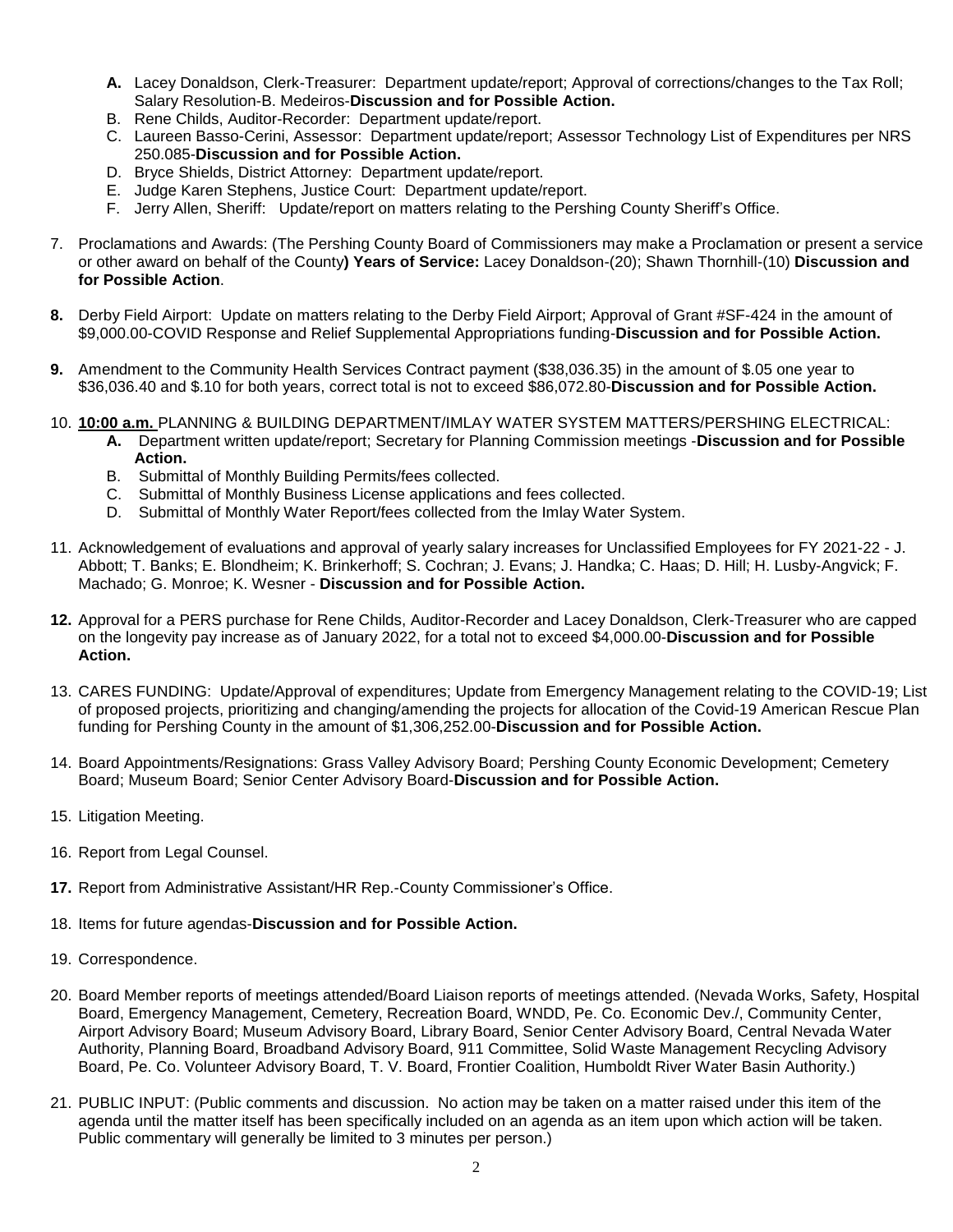- **A.** Lacey Donaldson, Clerk-Treasurer: Department update/report; Approval of corrections/changes to the Tax Roll; Salary Resolution-B. Medeiros-**Discussion and for Possible Action.**
- B. Rene Childs, Auditor-Recorder: Department update/report.
- C. Laureen Basso-Cerini, Assessor: Department update/report; Assessor Technology List of Expenditures per NRS 250.085-**Discussion and for Possible Action.**
- D. Bryce Shields, District Attorney: Department update/report.
- E. Judge Karen Stephens, Justice Court: Department update/report.
- F. Jerry Allen, Sheriff: Update/report on matters relating to the Pershing County Sheriff's Office.

7. Proclamations and Awards: (The Pershing County Board of Commissioners may make a Proclamation or present a service or other award on behalf of the County**) Years of Service:** Lacey Donaldson-(20); Shawn Thornhill-(10) **Discussion and for Possible Action**.

**8.** Derby Field Airport: Update on matters relating to the Derby Field Airport; Approval of Grant #SF-424 in the amount of $9,000.00-COVID Response and Relief Supplemental Appropriations funding-**Discussion and for Possible Action.**

**9.** Amendment to the Community Health Services Contract payment ($38,036.35) in the amount of $.05 one year to $36,036.40 and $.10 for both years, correct total is not to exceed $86,072.80-**Discussion and for Possible Action.**

10. **10:00 a.m.** PLANNING & BUILDING DEPARTMENT/IMLAY WATER SYSTEM MATTERS/PERSHING ELECTRICAL:
    - **A.** Department written update/report; Secretary for Planning Commission meetings -**Discussion and for Possible Action.**
    - B. Submittal of Monthly Building Permits/fees collected.
    - C. Submittal of Monthly Business License applications and fees collected.
    - D. Submittal of Monthly Water Report/fees collected from the Imlay Water System.

11. Acknowledgement of evaluations and approval of yearly salary increases for Unclassified Employees for FY 2021-22 - J. Abbott; T. Banks; E. Blondheim; K. Brinkerhoff; S. Cochran; J. Evans; J. Handka; C. Haas; D. Hill; H. Lusby-Angvick; F. Machado; G. Monroe; K. Wesner - **Discussion and for Possible Action.**

**12.** Approval for a PERS purchase for Rene Childs, Auditor-Recorder and Lacey Donaldson, Clerk-Treasurer who are capped on the longevity pay increase as of January 2022, for a total not to exceed $4,000.00-**Discussion and for Possible Action.**

13. CARES FUNDING: Update/Approval of expenditures; Update from Emergency Management relating to the COVID-19; List of proposed projects, prioritizing and changing/amending the projects for allocation of the Covid-19 American Rescue Plan funding for Pershing County in the amount of $1,306,252.00-**Discussion and for Possible Action.**

14. Board Appointments/Resignations: Grass Valley Advisory Board; Pershing County Economic Development; Cemetery Board; Museum Board; Senior Center Advisory Board-**Discussion and for Possible Action.**

15. Litigation Meeting.

16. Report from Legal Counsel.

**17.** Report from Administrative Assistant/HR Rep.-County Commissioner's Office.

18. Items for future agendas-**Discussion and for Possible Action.**

19. Correspondence.

20. Board Member reports of meetings attended/Board Liaison reports of meetings attended. (Nevada Works, Safety, Hospital Board, Emergency Management, Cemetery, Recreation Board, WNDD, Pe. Co. Economic Dev./, Community Center, Airport Advisory Board; Museum Advisory Board, Library Board, Senior Center Advisory Board, Central Nevada Water Authority, Planning Board, Broadband Advisory Board, 911 Committee, Solid Waste Management Recycling Advisory Board, Pe. Co. Volunteer Advisory Board, T. V. Board, Frontier Coalition, Humboldt River Water Basin Authority.)

21. PUBLIC INPUT: (Public comments and discussion. No action may be taken on a matter raised under this item of the agenda until the matter itself has been specifically included on an agenda as an item upon which action will be taken. Public commentary will generally be limited to 3 minutes per person.)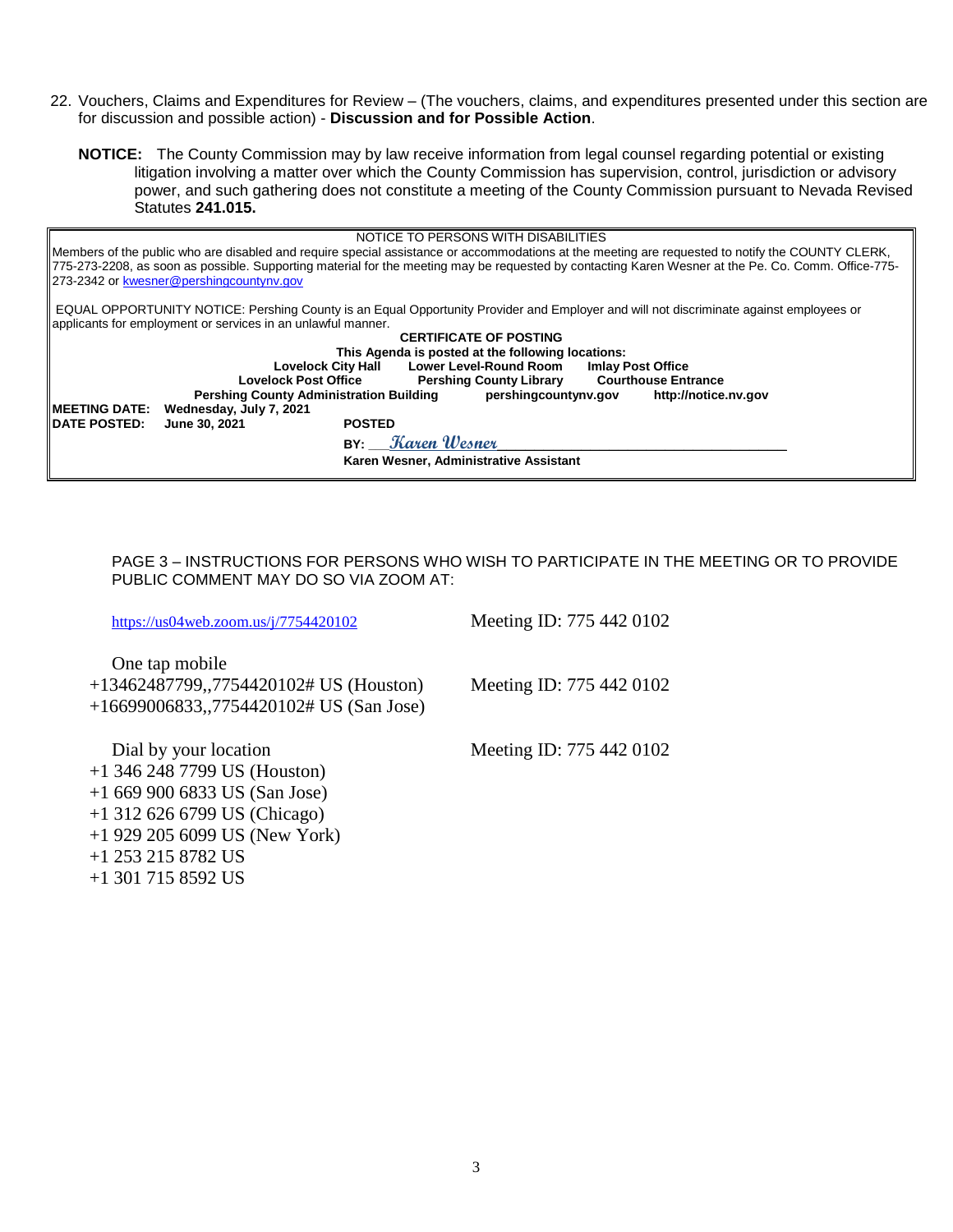22. Vouchers, Claims and Expenditures for Review – (The vouchers, claims, and expenditures presented under this section are for discussion and possible action) - **Discussion and for Possible Action**.

**NOTICE:** The County Commission may by law receive information from legal counsel regarding potential or existing litigation involving a matter over which the County Commission has supervision, control, jurisdiction or advisory power, and such gathering does not constitute a meeting of the County Commission pursuant to Nevada Revised Statutes **241.015.**

NOTICE TO PERSONS WITH DISABILITIES

Members of the public who are disabled and require special assistance or accommodations at the meeting are requested to notify the COUNTY CLERK, 775-273-2208, as soon as possible. Supporting material for the meeting may be requested by contacting Karen Wesner at the Pe. Co. Comm. Office-775-273-2342 or kwesner@pershingcountynv.gov

EQUAL OPPORTUNITY NOTICE: Pershing County is an Equal Opportunity Provider and Employer and will not discriminate against employees or applicants for employment or services in an unlawful manner.

**CERTIFICATE OF POSTING**

**This Agenda is posted at the following locations:**

**Lovelock City Hall** **Lower Level-Round Room** **Imlay Post Office**

**Lovelock Post Office** **Pershing County Library** **Courthouse Entrance**

**Pershing County Administration Building** **pershingcountynv.gov** **http://notice.nv.gov**

**MEETING DATE:** **Wednesday, July 7, 2021**

**DATE POSTED:** **June 30, 2021** **POSTED**

**BY:** *Karen Wesner*

**Karen Wesner, Administrative Assistant**

PAGE 3 – INSTRUCTIONS FOR PERSONS WHO WISH TO PARTICIPATE IN THE MEETING OR TO PROVIDE PUBLIC COMMENT MAY DO SO VIA ZOOM AT:

https://us04web.zoom.us/j/7754420102 Meeting ID: 775 442 0102

One tap mobile

+13462487799,,7754420102# US (Houston) Meeting ID: 775 442 0102

+16699006833,,7754420102# US (San Jose)

Dial by your location Meeting ID: 775 442 0102

+1 346 248 7799 US (Houston)

+1 669 900 6833 US (San Jose)

+1 312 626 6799 US (Chicago)

+1 929 205 6099 US (New York)

+1 253 215 8782 US

+1 301 715 8592 US